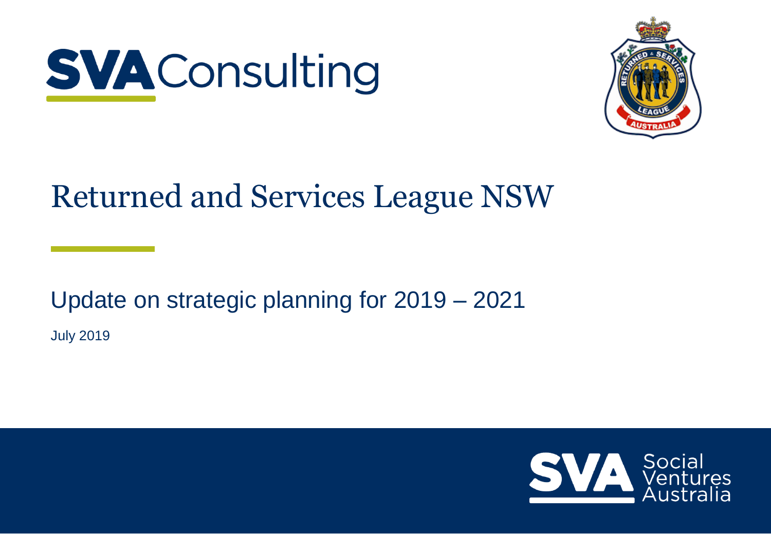SVA Consulting

# Returned and Services League NSW

## Update on strategic planning for 2019 – 2021

July 2019

SVA Social Ventures Australia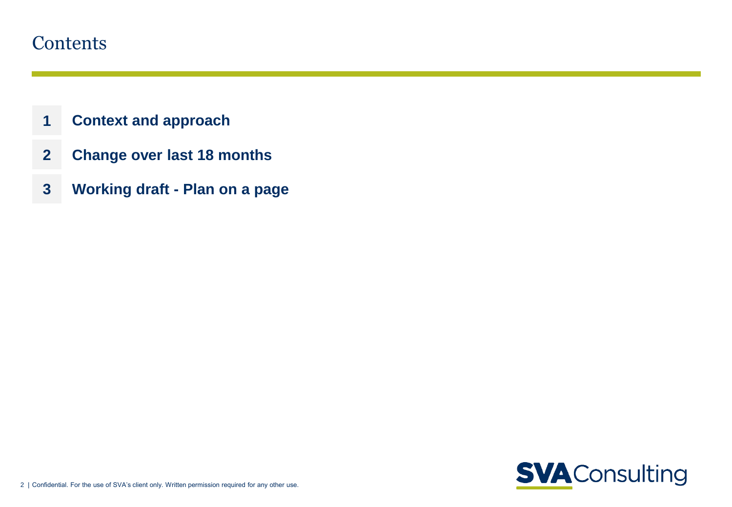# Contents

1. **Context and approach**
2. **Change over last 18 months**
3. **Working draft - Plan on a page**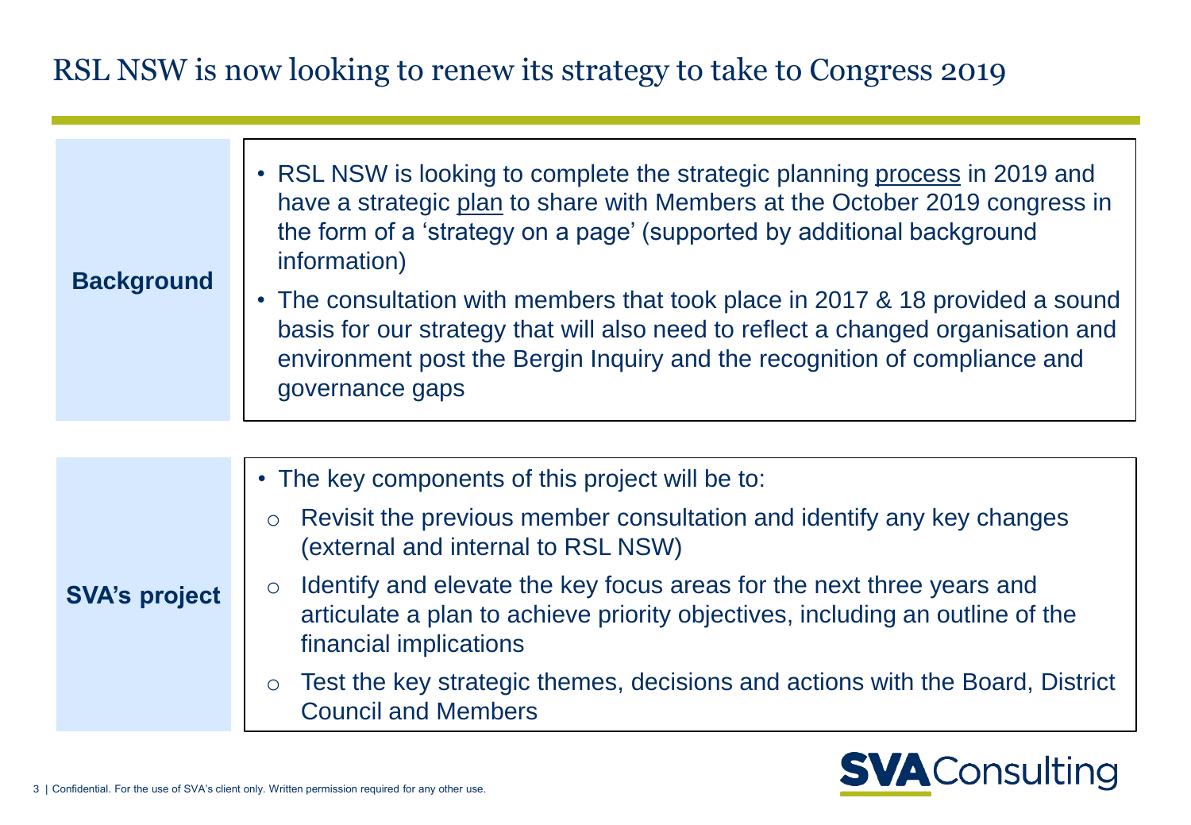# RSL NSW is now looking to renew its strategy to take to Congress 2019

## Background

- RSL NSW is looking to complete the strategic planning process in 2019 and have a strategic plan to share with Members at the October 2019 congress in the form of a 'strategy on a page' (supported by additional background information)
- The consultation with members that took place in 2017 & 18 provided a sound basis for our strategy that will also need to reflect a changed organisation and environment post the Bergin Inquiry and the recognition of compliance and governance gaps

## SVA's project

- The key components of this project will be to:
  - Revisit the previous member consultation and identify any key changes (external and internal to RSL NSW)
  - Identify and elevate the key focus areas for the next three years and articulate a plan to achieve priority objectives, including an outline of the financial implications
  - Test the key strategic themes, decisions and actions with the Board, District Council and Members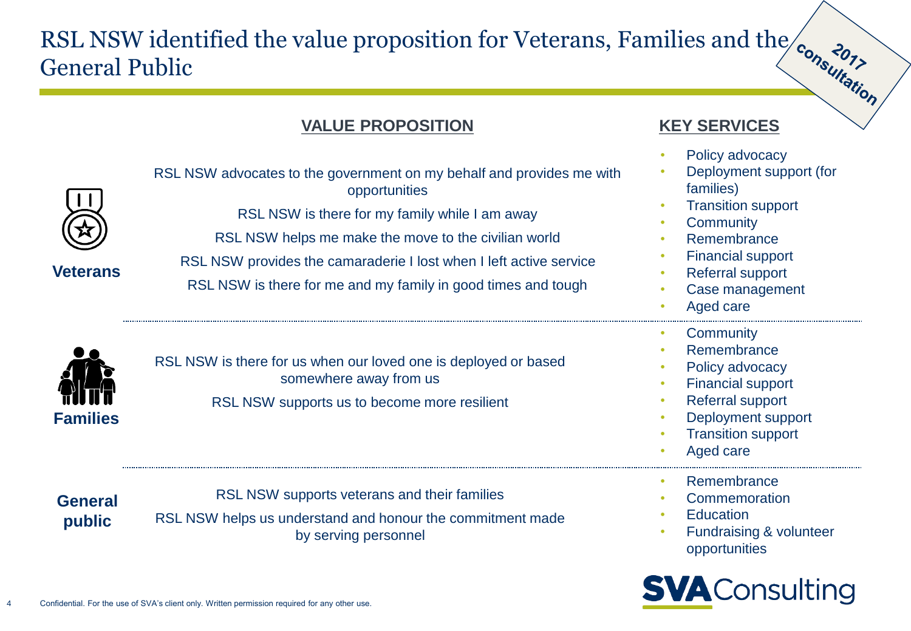# RSL NSW identified the value proposition for Veterans, Families and the General Public

2017 consultation

| | VALUE PROPOSITION | KEY SERVICES |
|---|---|---|
| **Veterans** | RSL NSW advocates to the government on my behalf and provides me with opportunities<br>RSL NSW is there for my family while I am away<br>RSL NSW helps me make the move to the civilian world<br>RSL NSW provides the camaraderie I lost when I left active service<br>RSL NSW is there for me and my family in good times and tough | • Policy advocacy<br>• Deployment support (for families)<br>• Transition support<br>• Community<br>• Remembrance<br>• Financial support<br>• Referral support<br>• Case management<br>• Aged care |
| **Families** | RSL NSW is there for us when our loved one is deployed or based somewhere away from us<br>RSL NSW supports us to become more resilient | • Community<br>• Remembrance<br>• Policy advocacy<br>• Financial support<br>• Referral support<br>• Deployment support<br>• Transition support<br>• Aged care |
| **General public** | RSL NSW supports veterans and their families<br>RSL NSW helps us understand and honour the commitment made by serving personnel | • Remembrance<br>• Commemoration<br>• Education<br>• Fundraising & volunteer opportunities |

SVA Consulting

Confidential. For the use of SVA's client only. Written permission required for any other use.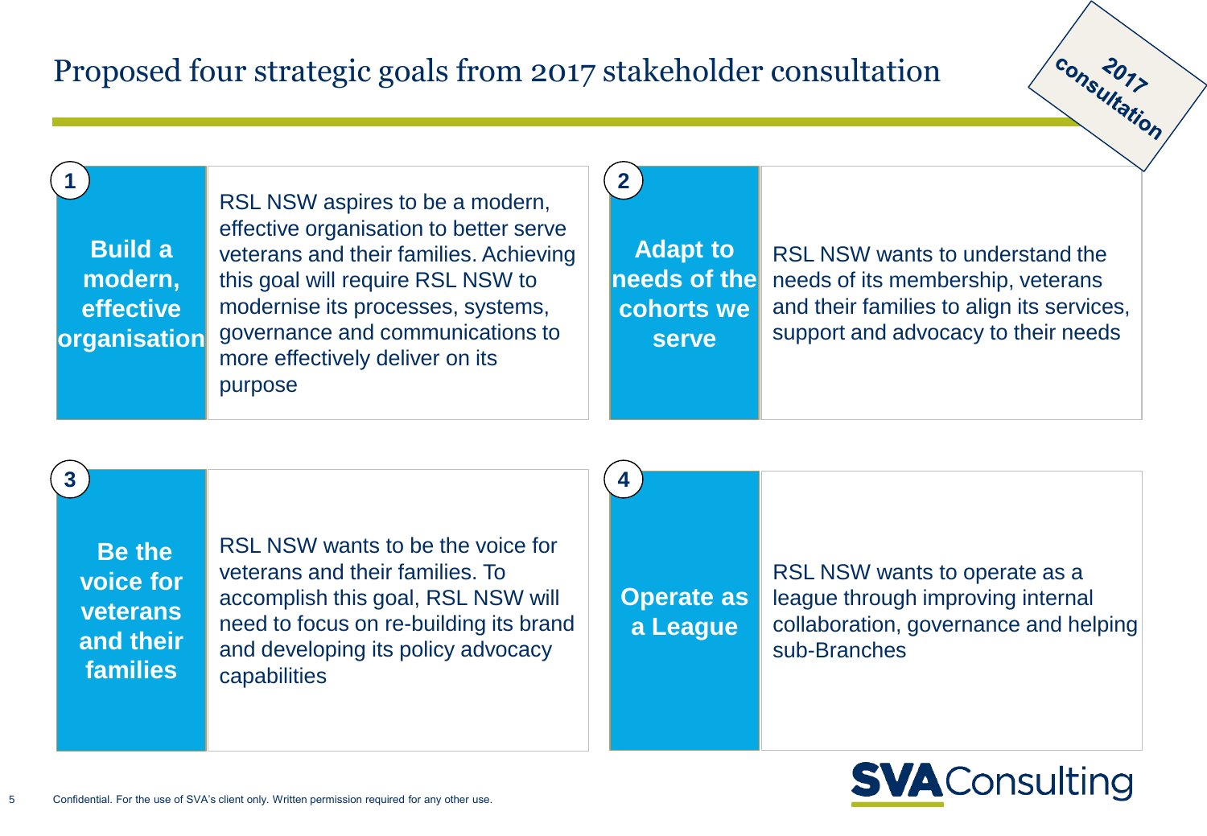# Proposed four strategic goals from 2017 stakeholder consultation

**2017 Consultation**

## 1. Build a modern, effective organisation

RSL NSW aspires to be a modern, effective organisation to better serve veterans and their families. Achieving this goal will require RSL NSW to modernise its processes, systems, governance and communications to more effectively deliver on its purpose

## 2. Adapt to needs of the cohorts we serve

RSL NSW wants to understand the needs of its membership, veterans and their families to align its services, support and advocacy to their needs

## 3. Be the voice for veterans and their families

RSL NSW wants to be the voice for veterans and their families. To accomplish this goal, RSL NSW will need to focus on re-building its brand and developing its policy advocacy capabilities

## 4. Operate as a League

RSL NSW wants to operate as a league through improving internal collaboration, governance and helping sub-Branches

Confidential. For the use of SVA's client only. Written permission required for any other use.

SVA Consulting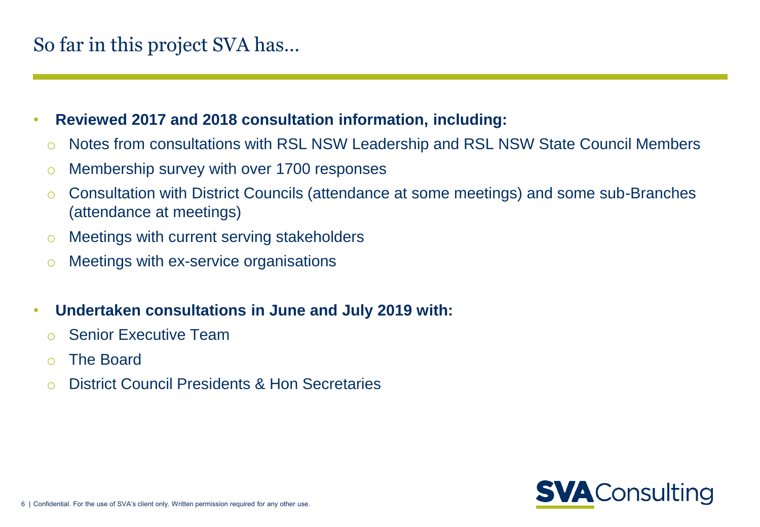# So far in this project SVA has…

- **Reviewed 2017 and 2018 consultation information, including:**
  - Notes from consultations with RSL NSW Leadership and RSL NSW State Council Members
  - Membership survey with over 1700 responses
  - Consultation with District Councils (attendance at some meetings) and some sub-Branches (attendance at meetings)
  - Meetings with current serving stakeholders
  - Meetings with ex-service organisations
- **Undertaken consultations in June and July 2019 with:**
  - Senior Executive Team
  - The Board
  - District Council Presidents & Hon Secretaries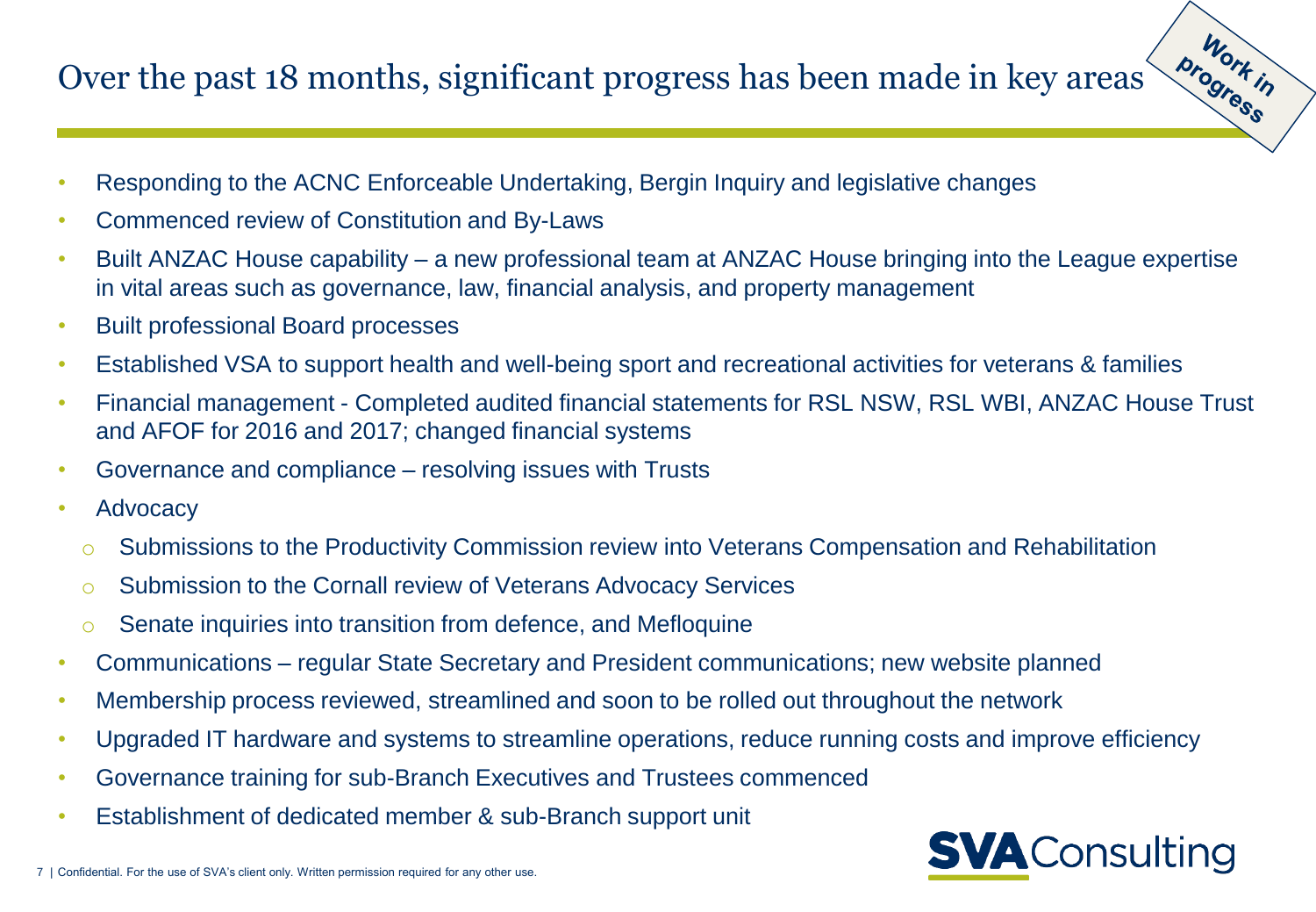# Over the past 18 months, significant progress has been made in key areas

Work in progress

- Responding to the ACNC Enforceable Undertaking, Bergin Inquiry and legislative changes
- Commenced review of Constitution and By-Laws
- Built ANZAC House capability – a new professional team at ANZAC House bringing into the League expertise in vital areas such as governance, law, financial analysis, and property management
- Built professional Board processes
- Established VSA to support health and well-being sport and recreational activities for veterans & families
- Financial management - Completed audited financial statements for RSL NSW, RSL WBI, ANZAC House Trust and AFOF for 2016 and 2017; changed financial systems
- Governance and compliance – resolving issues with Trusts
- Advocacy
  - Submissions to the Productivity Commission review into Veterans Compensation and Rehabilitation
  - Submission to the Cornall review of Veterans Advocacy Services
  - Senate inquiries into transition from defence, and Mefloquine
- Communications – regular State Secretary and President communications; new website planned
- Membership process reviewed, streamlined and soon to be rolled out throughout the network
- Upgraded IT hardware and systems to streamline operations, reduce running costs and improve efficiency
- Governance training for sub-Branch Executives and Trustees commenced
- Establishment of dedicated member & sub-Branch support unit

Confidential. For the use of SVA's client only. Written permission required for any other use.

SVA Consulting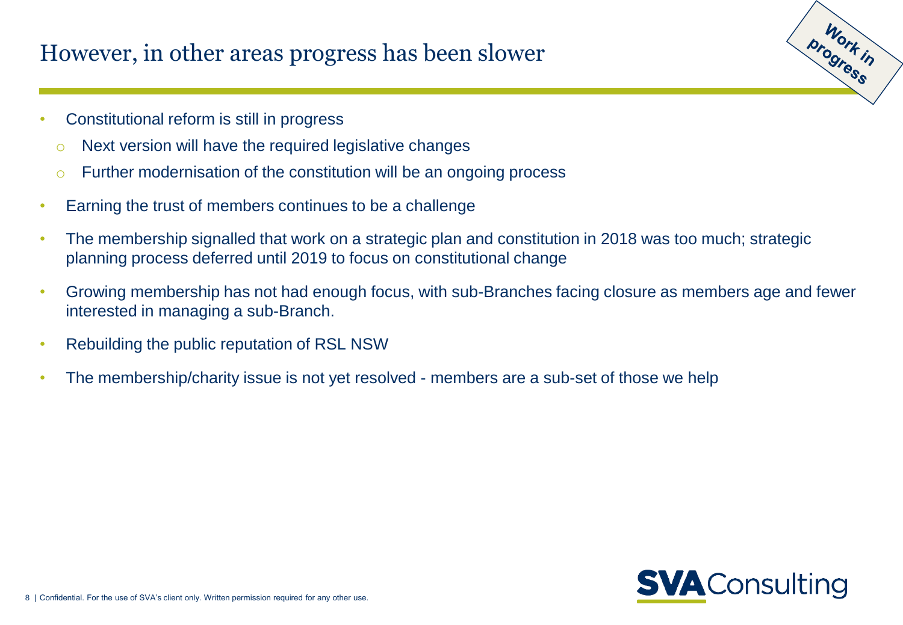# However, in other areas progress has been slower

Work in progress

- Constitutional reform is still in progress
  - Next version will have the required legislative changes
  - Further modernisation of the constitution will be an ongoing process
- Earning the trust of members continues to be a challenge
- The membership signalled that work on a strategic plan and constitution in 2018 was too much; strategic planning process deferred until 2019 to focus on constitutional change
- Growing membership has not had enough focus, with sub-Branches facing closure as members age and fewer interested in managing a sub-Branch.
- Rebuilding the public reputation of RSL NSW
- The membership/charity issue is not yet resolved - members are a sub-set of those we help

Confidential. For the use of SVA's client only. Written permission required for any other use.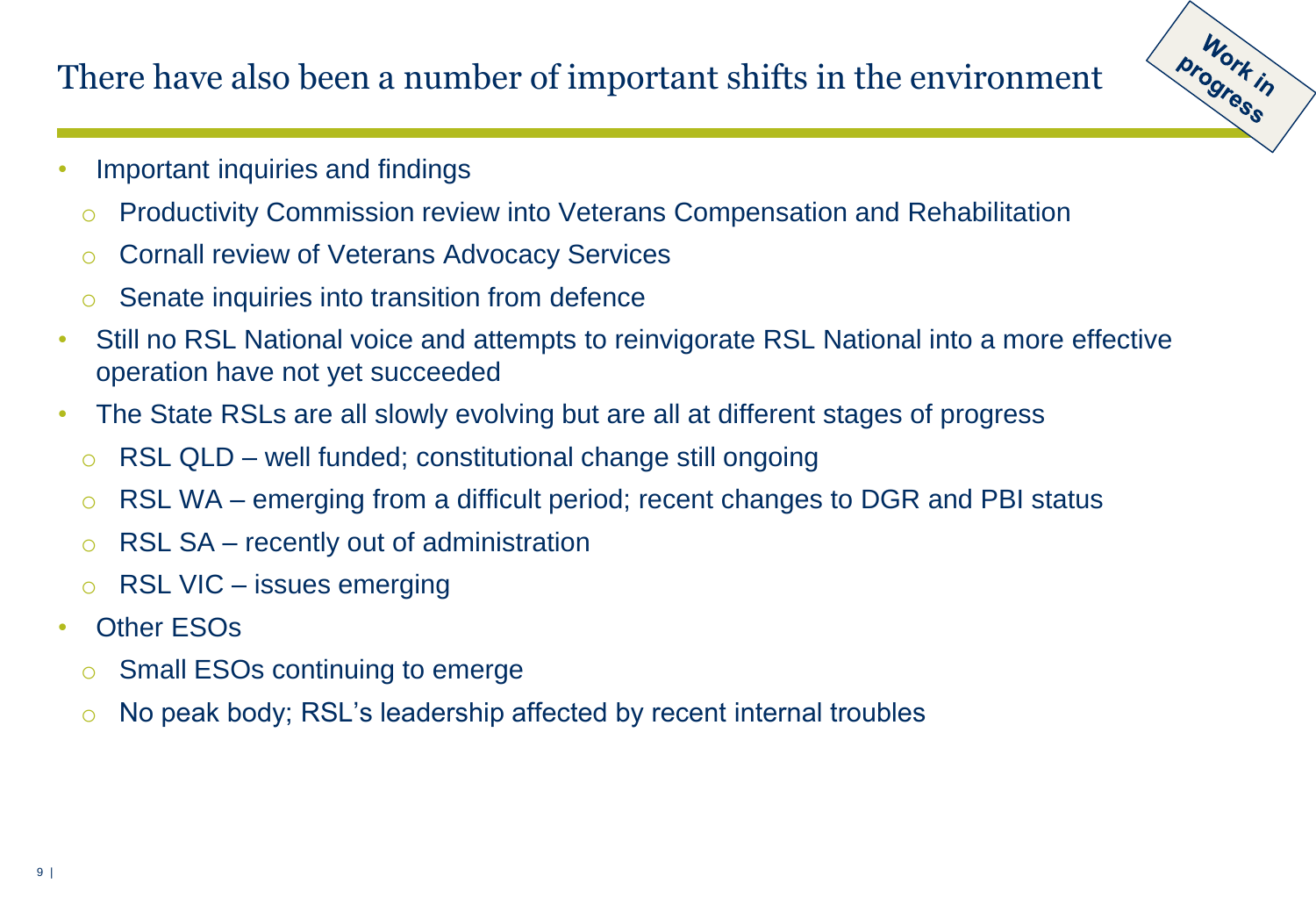# There have also been a number of important shifts in the environment

Work in progress

- Important inquiries and findings
  - Productivity Commission review into Veterans Compensation and Rehabilitation
  - Cornall review of Veterans Advocacy Services
  - Senate inquiries into transition from defence
- Still no RSL National voice and attempts to reinvigorate RSL National into a more effective operation have not yet succeeded
- The State RSLs are all slowly evolving but are all at different stages of progress
  - RSL QLD – well funded; constitutional change still ongoing
  - RSL WA – emerging from a difficult period; recent changes to DGR and PBI status
  - RSL SA – recently out of administration
  - RSL VIC – issues emerging
- Other ESOs
  - Small ESOs continuing to emerge
  - No peak body; RSL's leadership affected by recent internal troubles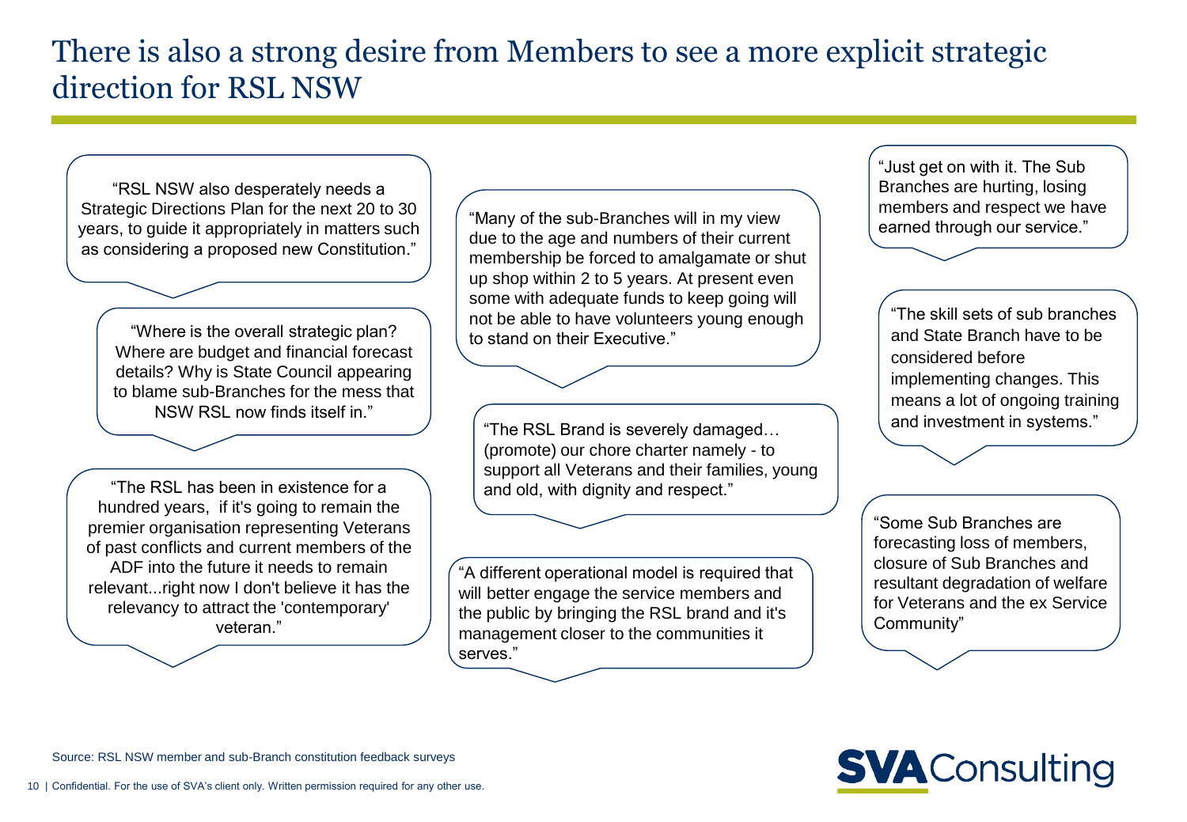# There is also a strong desire from Members to see a more explicit strategic direction for RSL NSW

"RSL NSW also desperately needs a Strategic Directions Plan for the next 20 to 30 years, to guide it appropriately in matters such as considering a proposed new Constitution."

"Where is the overall strategic plan? Where are budget and financial forecast details? Why is State Council appearing to blame sub-Branches for the mess that NSW RSL now finds itself in."

"The RSL has been in existence for a hundred years, if it's going to remain the premier organisation representing Veterans of past conflicts and current members of the ADF into the future it needs to remain relevant...right now I don't believe it has the relevancy to attract the 'contemporary' veteran."

"Many of the sub-Branches will in my view due to the age and numbers of their current membership be forced to amalgamate or shut up shop within 2 to 5 years. At present even some with adequate funds to keep going will not be able to have volunteers young enough to stand on their Executive."

"The RSL Brand is severely damaged… (promote) our chore charter namely - to support all Veterans and their families, young and old, with dignity and respect."

"A different operational model is required that will better engage the service members and the public by bringing the RSL brand and it's management closer to the communities it serves."

"Just get on with it. The Sub Branches are hurting, losing members and respect we have earned through our service."

"The skill sets of sub branches and State Branch have to be considered before implementing changes. This means a lot of ongoing training and investment in systems."

"Some Sub Branches are forecasting loss of members, closure of Sub Branches and resultant degradation of welfare for Veterans and the ex Service Community"

Source: RSL NSW member and sub-Branch constitution feedback surveys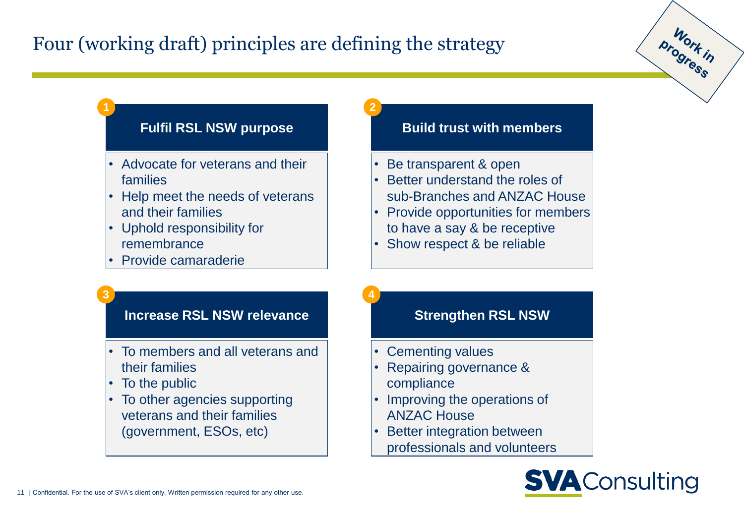# Four (working draft) principles are defining the strategy

Work in progress

## 1 Fulfil RSL NSW purpose

- Advocate for veterans and their families
- Help meet the needs of veterans and their families
- Uphold responsibility for remembrance
- Provide camaraderie

## 2 Build trust with members

- Be transparent & open
- Better understand the roles of sub-Branches and ANZAC House
- Provide opportunities for members to have a say & be receptive
- Show respect & be reliable

## 3 Increase RSL NSW relevance

- To members and all veterans and their families
- To the public
- To other agencies supporting veterans and their families (government, ESOs, etc)

## 4 Strengthen RSL NSW

- Cementing values
- Repairing governance & compliance
- Improving the operations of ANZAC House
- Better integration between professionals and volunteers

Confidential. For the use of SVA's client only. Written permission required for any other use.

SVA Consulting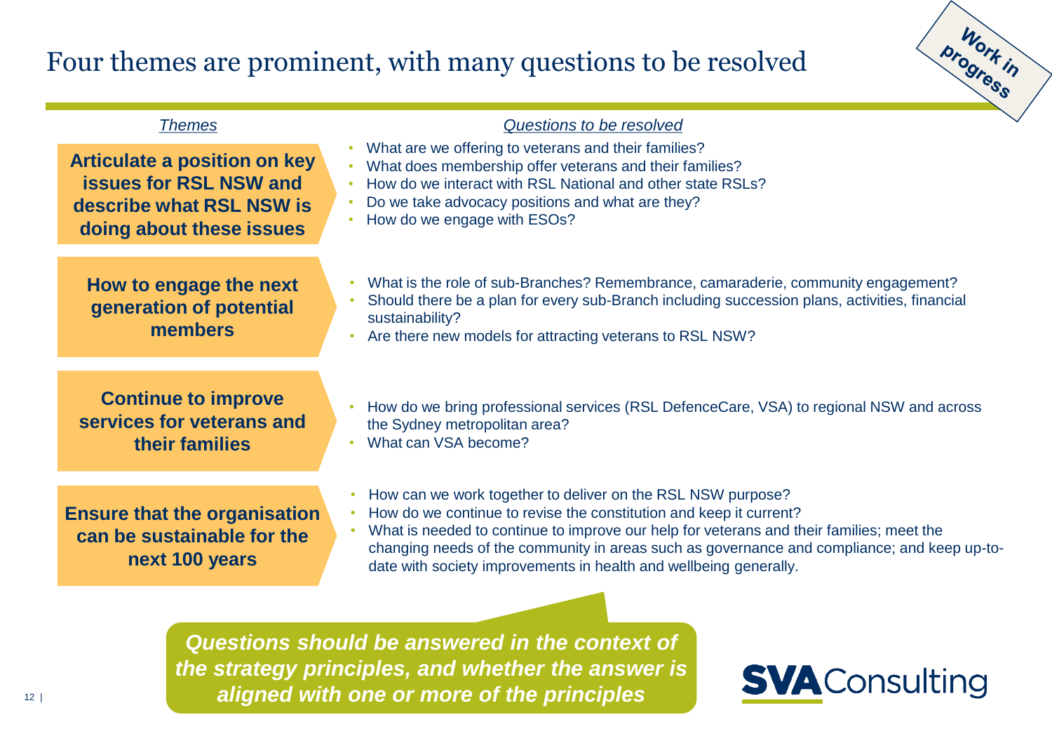# Four themes are prominent, with many questions to be resolved

*Work in progress*

| *Themes* | *Questions to be resolved* |
|---|---|
| **Articulate a position on key issues for RSL NSW and describe what RSL NSW is doing about these issues** | • What are we offering to veterans and their families?<br>• What does membership offer veterans and their families?<br>• How do we interact with RSL National and other state RSLs?<br>• Do we take advocacy positions and what are they?<br>• How do we engage with ESOs? |
| **How to engage the next generation of potential members** | • What is the role of sub-Branches? Remembrance, camaraderie, community engagement?<br>• Should there be a plan for every sub-Branch including succession plans, activities, financial sustainability?<br>• Are there new models for attracting veterans to RSL NSW? |
| **Continue to improve services for veterans and their families** | • How do we bring professional services (RSL DefenceCare, VSA) to regional NSW and across the Sydney metropolitan area?<br>• What can VSA become? |
| **Ensure that the organisation can be sustainable for the next 100 years** | • How can we work together to deliver on the RSL NSW purpose?<br>• How do we continue to revise the constitution and keep it current?<br>• What is needed to continue to improve our help for veterans and their families; meet the changing needs of the community in areas such as governance and compliance; and keep up-to-date with society improvements in health and wellbeing generally. |

***Questions should be answered in the context of the strategy principles, and whether the answer is aligned with one or more of the principles***

SVA Consulting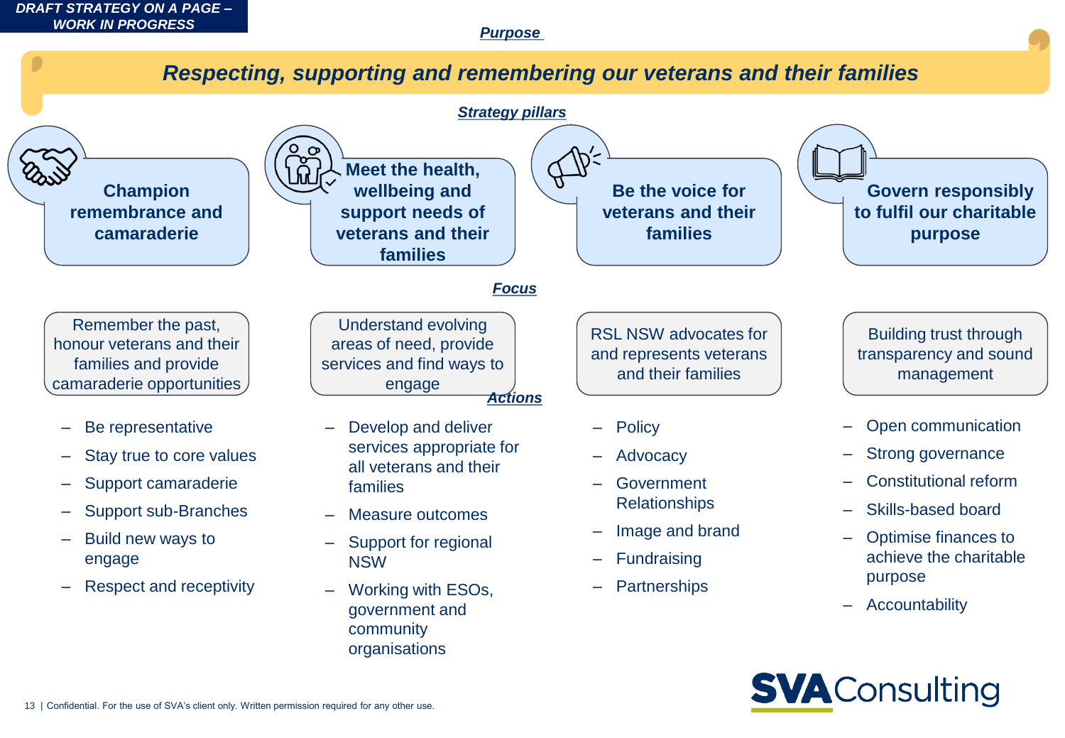*DRAFT STRATEGY ON A PAGE – WORK IN PROGRESS*

## Purpose

# *Respecting, supporting and remembering our veterans and their families*

## Strategy pillars

### Champion remembrance and camaraderie

**Focus:** Remember the past, honour veterans and their families and provide camaraderie opportunities

**Actions:**

- Be representative
- Stay true to core values
- Support camaraderie
- Support sub-Branches
- Build new ways to engage
- Respect and receptivity

### Meet the health, wellbeing and support needs of veterans and their families

**Focus:** Understand evolving areas of need, provide services and find ways to engage

**Actions:**

- Develop and deliver services appropriate for all veterans and their families
- Measure outcomes
- Support for regional NSW
- Working with ESOs, government and community organisations

### Be the voice for veterans and their families

**Focus:** RSL NSW advocates for and represents veterans and their families

**Actions:**

- Policy
- Advocacy
- Government Relationships
- Image and brand
- Fundraising
- Partnerships

### Govern responsibly to fulfil our charitable purpose

**Focus:** Building trust through transparency and sound management

**Actions:**

- Open communication
- Strong governance
- Constitutional reform
- Skills-based board
- Optimise finances to achieve the charitable purpose
- Accountability

Confidential. For the use of SVA's client only. Written permission required for any other use.

SVA Consulting